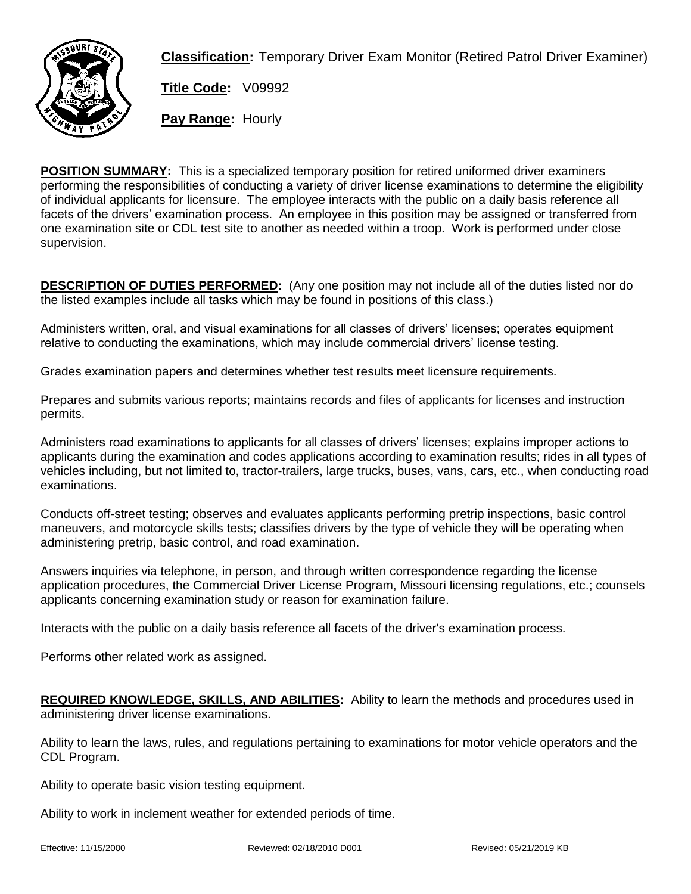**Classification:** Temporary Driver Exam Monitor (Retired Patrol Driver Examiner)

**Title Code:** V09992

**Pay Range:** Hourly

**POSITION SUMMARY:** This is a specialized temporary position for retired uniformed driver examiners performing the responsibilities of conducting a variety of driver license examinations to determine the eligibility of individual applicants for licensure. The employee interacts with the public on a daily basis reference all facets of the drivers' examination process. An employee in this position may be assigned or transferred from one examination site or CDL test site to another as needed within a troop. Work is performed under close supervision.

**DESCRIPTION OF DUTIES PERFORMED:** (Any one position may not include all of the duties listed nor do the listed examples include all tasks which may be found in positions of this class.)

Administers written, oral, and visual examinations for all classes of drivers' licenses; operates equipment relative to conducting the examinations, which may include commercial drivers' license testing.

Grades examination papers and determines whether test results meet licensure requirements.

Prepares and submits various reports; maintains records and files of applicants for licenses and instruction permits.

Administers road examinations to applicants for all classes of drivers' licenses; explains improper actions to applicants during the examination and codes applications according to examination results; rides in all types of vehicles including, but not limited to, tractor-trailers, large trucks, buses, vans, cars, etc., when conducting road examinations.

Conducts off-street testing; observes and evaluates applicants performing pretrip inspections, basic control maneuvers, and motorcycle skills tests; classifies drivers by the type of vehicle they will be operating when administering pretrip, basic control, and road examination.

Answers inquiries via telephone, in person, and through written correspondence regarding the license application procedures, the Commercial Driver License Program, Missouri licensing regulations, etc.; counsels applicants concerning examination study or reason for examination failure.

Interacts with the public on a daily basis reference all facets of the driver's examination process.

Performs other related work as assigned.

**REQUIRED KNOWLEDGE, SKILLS, AND ABILITIES:** Ability to learn the methods and procedures used in administering driver license examinations.

Ability to learn the laws, rules, and regulations pertaining to examinations for motor vehicle operators and the CDL Program.

Ability to operate basic vision testing equipment.

Ability to work in inclement weather for extended periods of time.

Effective: 11/15/2000 Reviewed: 02/18/2010 D001 Revised: 05/21/2019 KB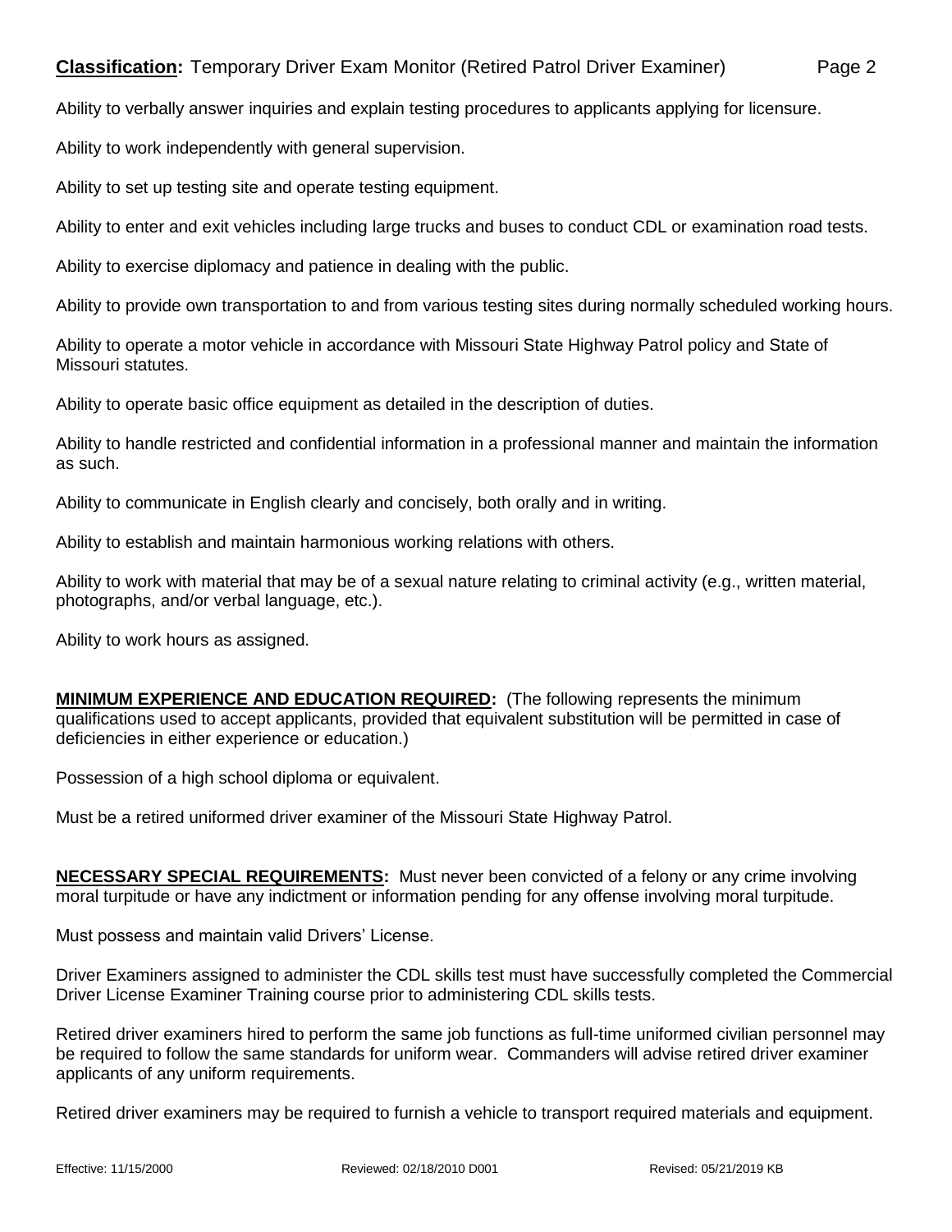Ability to verbally answer inquiries and explain testing procedures to applicants applying for licensure.

Ability to work independently with general supervision.

Ability to set up testing site and operate testing equipment.

Ability to enter and exit vehicles including large trucks and buses to conduct CDL or examination road tests.

Ability to exercise diplomacy and patience in dealing with the public.

Ability to provide own transportation to and from various testing sites during normally scheduled working hours.

Ability to operate a motor vehicle in accordance with Missouri State Highway Patrol policy and State of Missouri statutes.

Ability to operate basic office equipment as detailed in the description of duties.

Ability to handle restricted and confidential information in a professional manner and maintain the information as such.

Ability to communicate in English clearly and concisely, both orally and in writing.

Ability to establish and maintain harmonious working relations with others.

Ability to work with material that may be of a sexual nature relating to criminal activity (e.g., written material, photographs, and/or verbal language, etc.).

Ability to work hours as assigned.

**MINIMUM EXPERIENCE AND EDUCATION REQUIRED:** (The following represents the minimum qualifications used to accept applicants, provided that equivalent substitution will be permitted in case of deficiencies in either experience or education.)

Possession of a high school diploma or equivalent.

Must be a retired uniformed driver examiner of the Missouri State Highway Patrol.

**NECESSARY SPECIAL REQUIREMENTS:** Must never been convicted of a felony or any crime involving moral turpitude or have any indictment or information pending for any offense involving moral turpitude.

Must possess and maintain valid Drivers' License.

Driver Examiners assigned to administer the CDL skills test must have successfully completed the Commercial Driver License Examiner Training course prior to administering CDL skills tests.

Retired driver examiners hired to perform the same job functions as full-time uniformed civilian personnel may be required to follow the same standards for uniform wear. Commanders will advise retired driver examiner applicants of any uniform requirements.

Retired driver examiners may be required to furnish a vehicle to transport required materials and equipment.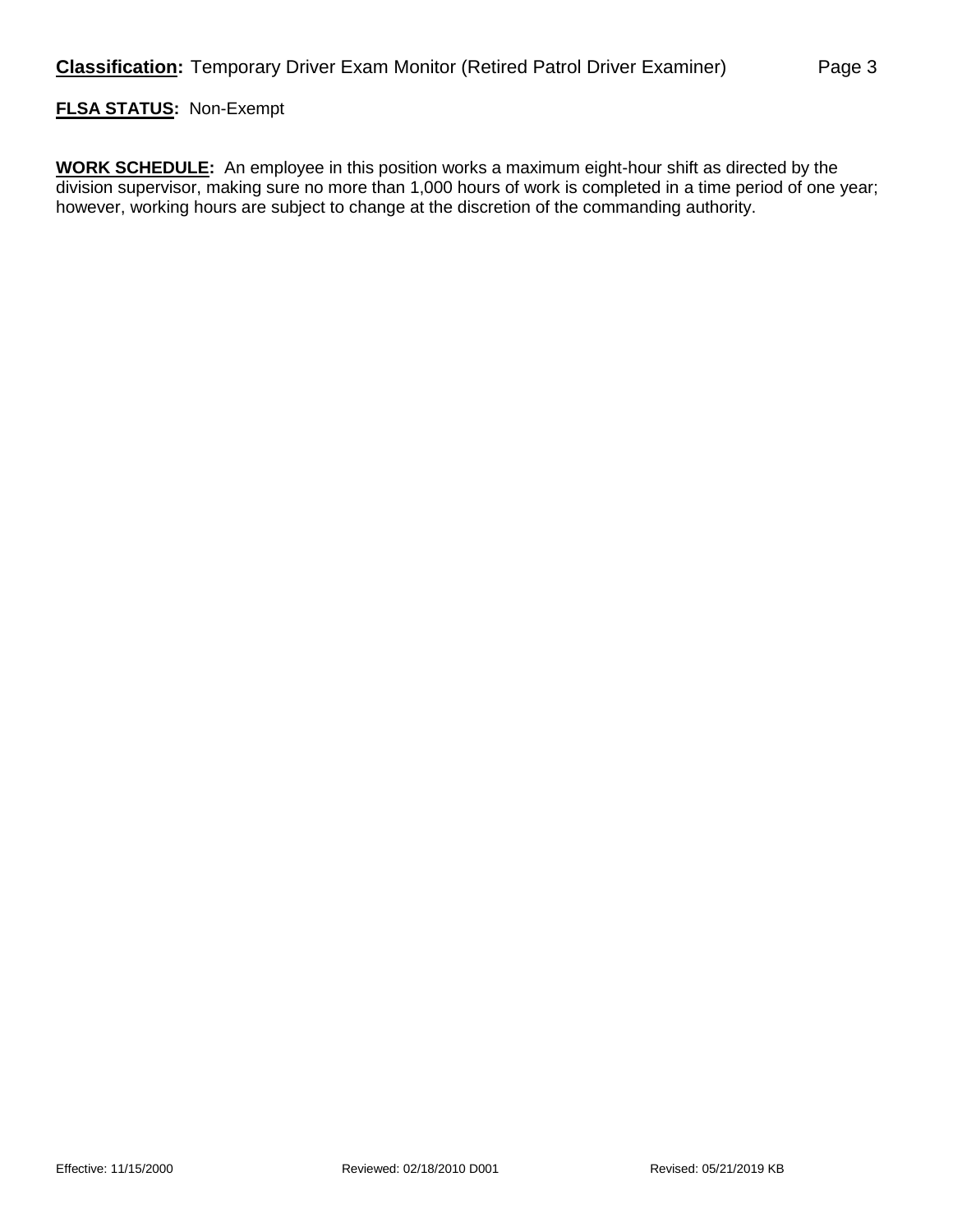**FLSA STATUS:** Non-Exempt

**WORK SCHEDULE:** An employee in this position works a maximum eight-hour shift as directed by the division supervisor, making sure no more than 1,000 hours of work is completed in a time period of one year; however, working hours are subject to change at the discretion of the commanding authority.